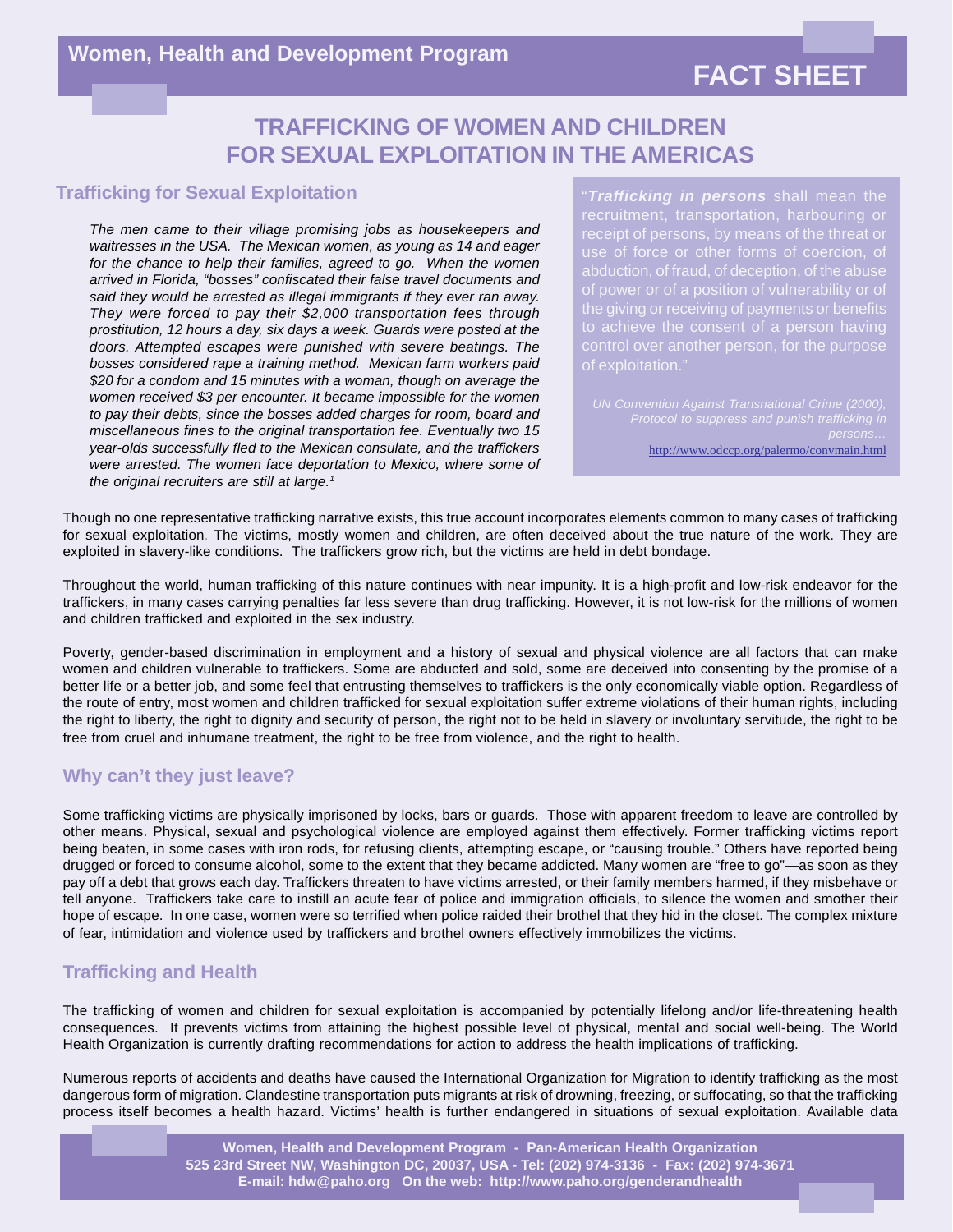Women, Health and Development Program

**FACT SHEET**

# TRAFFICKING OF WOMEN AND CHILDREN FOR SEXUAL EXPLOITATION IN THE AMERICAS

## Trafficking for Sexual Exploitation

*The men came to their village promising jobs as housekeepers and waitresses in the USA. The Mexican women, as young as 14 and eager for the chance to help their families, agreed to go. When the women arrived in Florida, "bosses" confiscated their false travel documents and said they would be arrested as illegal immigrants if they ever ran away. They were forced to pay their $2,000 transportation fees through prostitution, 12 hours a day, six days a week. Guards were posted at the doors. Attempted escapes were punished with severe beatings. The bosses considered rape a training method. Mexican farm workers paid $20 for a condom and 15 minutes with a woman, though on average the women received $3 per encounter. It became impossible for the women to pay their debts, since the bosses added charges for room, board and miscellaneous fines to the original transportation fee. Eventually two 15 year-olds successfully fled to the Mexican consulate, and the traffickers were arrested. The women face deportation to Mexico, where some of the original recruiters are still at large.*[1]

"***Trafficking in persons*** shall mean the recruitment, transportation, harbouring or receipt of persons, by means of the threat or use of force or other forms of coercion, of abduction, of fraud, of deception, of the abuse of power or of a position of vulnerability or of the giving or receiving of payments or benefits to achieve the consent of a person having control over another person, for the purpose of exploitation."

*UN Convention Against Transnational Crime (2000), Protocol to suppress and punish trafficking in persons…*
http://www.odccp.org/palermo/convmain.html

Though no one representative trafficking narrative exists, this true account incorporates elements common to many cases of trafficking for sexual exploitation. The victims, mostly women and children, are often deceived about the true nature of the work. They are exploited in slavery-like conditions. The traffickers grow rich, but the victims are held in debt bondage.

Throughout the world, human trafficking of this nature continues with near impunity. It is a high-profit and low-risk endeavor for the traffickers, in many cases carrying penalties far less severe than drug trafficking. However, it is not low-risk for the millions of women and children trafficked and exploited in the sex industry.

Poverty, gender-based discrimination in employment and a history of sexual and physical violence are all factors that can make women and children vulnerable to traffickers. Some are abducted and sold, some are deceived into consenting by the promise of a better life or a better job, and some feel that entrusting themselves to traffickers is the only economically viable option. Regardless of the route of entry, most women and children trafficked for sexual exploitation suffer extreme violations of their human rights, including the right to liberty, the right to dignity and security of person, the right not to be held in slavery or involuntary servitude, the right to be free from cruel and inhumane treatment, the right to be free from violence, and the right to health.

## Why can't they just leave?

Some trafficking victims are physically imprisoned by locks, bars or guards. Those with apparent freedom to leave are controlled by other means. Physical, sexual and psychological violence are employed against them effectively. Former trafficking victims report being beaten, in some cases with iron rods, for refusing clients, attempting escape, or "causing trouble." Others have reported being drugged or forced to consume alcohol, some to the extent that they became addicted. Many women are "free to go"—as soon as they pay off a debt that grows each day. Traffickers threaten to have victims arrested, or their family members harmed, if they misbehave or tell anyone. Traffickers take care to instill an acute fear of police and immigration officials, to silence the women and smother their hope of escape. In one case, women were so terrified when police raided their brothel that they hid in the closet. The complex mixture of fear, intimidation and violence used by traffickers and brothel owners effectively immobilizes the victims.

## Trafficking and Health

The trafficking of women and children for sexual exploitation is accompanied by potentially lifelong and/or life-threatening health consequences. It prevents victims from attaining the highest possible level of physical, mental and social well-being. The World Health Organization is currently drafting recommendations for action to address the health implications of trafficking.

Numerous reports of accidents and deaths have caused the International Organization for Migration to identify trafficking as the most dangerous form of migration. Clandestine transportation puts migrants at risk of drowning, freezing, or suffocating, so that the trafficking process itself becomes a health hazard. Victims' health is further endangered in situations of sexual exploitation. Available data

**Women, Health and Development Program - Pan-American Health Organization**
**525 23rd Street NW, Washington DC, 20037, USA - Tel: (202) 974-3136 - Fax: (202) 974-3671**
**E-mail: hdw@paho.org On the web: http://www.paho.org/genderandhealth**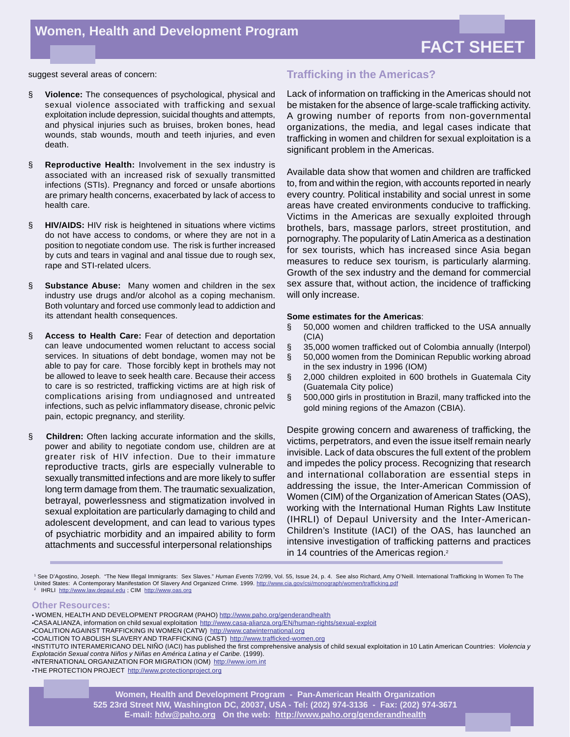suggest several areas of concern:

- **Violence:** The consequences of psychological, physical and sexual violence associated with trafficking and sexual exploitation include depression, suicidal thoughts and attempts, and physical injuries such as bruises, broken bones, head wounds, stab wounds, mouth and teeth injuries, and even death.

- **Reproductive Health:** Involvement in the sex industry is associated with an increased risk of sexually transmitted infections (STIs). Pregnancy and forced or unsafe abortions are primary health concerns, exacerbated by lack of access to health care.

- **HIV/AIDS:** HIV risk is heightened in situations where victims do not have access to condoms, or where they are not in a position to negotiate condom use. The risk is further increased by cuts and tears in vaginal and anal tissue due to rough sex, rape and STI-related ulcers.

- **Substance Abuse:** Many women and children in the sex industry use drugs and/or alcohol as a coping mechanism. Both voluntary and forced use commonly lead to addiction and its attendant health consequences.

- **Access to Health Care:** Fear of detection and deportation can leave undocumented women reluctant to access social services. In situations of debt bondage, women may not be able to pay for care. Those forcibly kept in brothels may not be allowed to leave to seek health care. Because their access to care is so restricted, trafficking victims are at high risk of complications arising from undiagnosed and untreated infections, such as pelvic inflammatory disease, chronic pelvic pain, ectopic pregnancy, and sterility.

- **Children:** Often lacking accurate information and the skills, power and ability to negotiate condom use, children are at greater risk of HIV infection. Due to their immature reproductive tracts, girls are especially vulnerable to sexually transmitted infections and are more likely to suffer long term damage from them. The traumatic sexualization, betrayal, powerlessness and stigmatization involved in sexual exploitation are particularly damaging to child and adolescent development, and can lead to various types of psychiatric morbidity and an impaired ability to form attachments and successful interpersonal relationships

## Trafficking in the Americas?

Lack of information on trafficking in the Americas should not be mistaken for the absence of large-scale trafficking activity. A growing number of reports from non-governmental organizations, the media, and legal cases indicate that trafficking in women and children for sexual exploitation is a significant problem in the Americas.

Available data show that women and children are trafficked to, from and within the region, with accounts reported in nearly every country. Political instability and social unrest in some areas have created environments conducive to trafficking. Victims in the Americas are sexually exploited through brothels, bars, massage parlors, street prostitution, and pornography. The popularity of Latin America as a destination for sex tourists, which has increased since Asia began measures to reduce sex tourism, is particularly alarming. Growth of the sex industry and the demand for commercial sex assure that, without action, the incidence of trafficking will only increase.

**Some estimates for the Americas**:

- 50,000 women and children trafficked to the USA annually (CIA)
- 35,000 women trafficked out of Colombia annually (Interpol)
- 50,000 women from the Dominican Republic working abroad in the sex industry in 1996 (IOM)
- 2,000 children exploited in 600 brothels in Guatemala City (Guatemala City police)
- 500,000 girls in prostitution in Brazil, many trafficked into the gold mining regions of the Amazon (CBIA).

Despite growing concern and awareness of trafficking, the victims, perpetrators, and even the issue itself remain nearly invisible. Lack of data obscures the full extent of the problem and impedes the policy process. Recognizing that research and international collaboration are essential steps in addressing the issue, the Inter-American Commission of Women (CIM) of the Organization of American States (OAS), working with the International Human Rights Law Institute (IHRLI) of Depaul University and the Inter-American-Children's Institute (IACI) of the OAS, has launched an intensive investigation of trafficking patterns and practices in 14 countries of the Americas region.[2]

[1] See D'Agostino, Joseph. "The New Illegal Immigrants: Sex Slaves." *Human Events* 7/2/99, Vol. 55, Issue 24, p. 4. See also Richard, Amy O'Neill. International Trafficking In Women To The United States: A Contemporary Manifestation Of Slavery And Organized Crime. 1999. http://www.cia.gov/csi/monograph/women/trafficking.pdf

[2] IHRLI http://www.law.depaul.edu ; CIM http://www.oas.org

## Other Resources:

- WOMEN, HEALTH AND DEVELOPMENT PROGRAM (PAHO) http://www.paho.org/genderandhealth
- CASA ALIANZA, information on child sexual exploitation http://www.casa-alianza.org/EN/human-rights/sexual-exploit
- COALITION AGAINST TRAFFICKING IN WOMEN (CATW) http://www.catwinternational.org
- COALITION TO ABOLISH SLAVERY AND TRAFFICKING (CAST) http://www.trafficked-women.org
- INSTITUTO INTERAMERICANO DEL NIÑO (IACI) has published the first comprehensive analysis of child sexual exploitation in 10 Latin American Countries: *Violencia y Explotación Sexual contra Niños y Niñas en América Latina y el Caribe*. (1999).
- INTERNATIONAL ORGANIZATION FOR MIGRATION (IOM) http://www.iom.int
- THE PROTECTION PROJECT http://www.protectionproject.org

**Women, Health and Development Program - Pan-American Health Organization**
**525 23rd Street NW, Washington DC, 20037, USA - Tel: (202) 974-3136 - Fax: (202) 974-3671**
**E-mail: hdw@paho.org On the web: http://www.paho.org/genderandhealth**